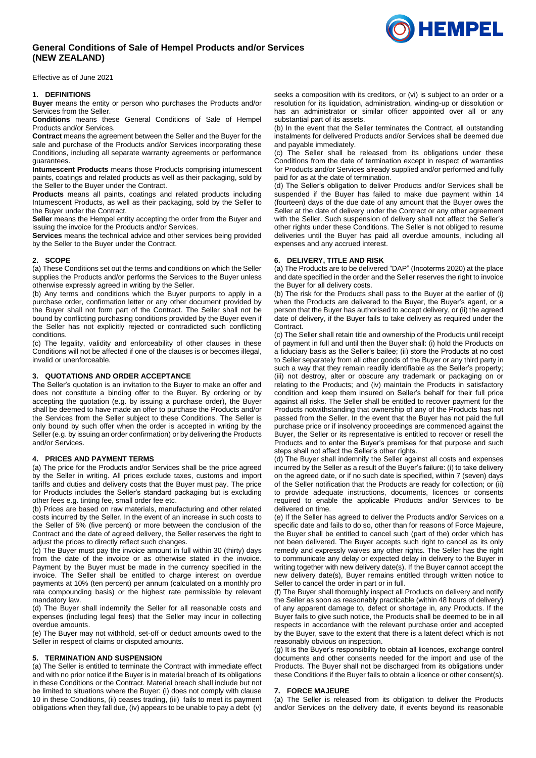# General Conditions of Sale of Hempel Products and/or Services (NEW ZEALAND)

Effective as of June 2021

## 1. DEFINITIONS

**Buyer** means the entity or person who purchases the Products and/or Services from the Seller.

**Conditions** means these General Conditions of Sale of Hempel Products and/or Services.

**Contract** means the agreement between the Seller and the Buyer for the sale and purchase of the Products and/or Services incorporating these Conditions, including all separate warranty agreements or performance guarantees.

**Intumescent Products** means those Products comprising intumescent paints, coatings and related products as well as their packaging, sold by the Seller to the Buyer under the Contract.

**Products** means all paints, coatings and related products including Intumescent Products, as well as their packaging, sold by the Seller to the Buyer under the Contract.

**Seller** means the Hempel entity accepting the order from the Buyer and issuing the invoice for the Products and/or Services.

**Services** means the technical advice and other services being provided by the Seller to the Buyer under the Contract.

## 2. SCOPE

(a) These Conditions set out the terms and conditions on which the Seller supplies the Products and/or performs the Services to the Buyer unless otherwise expressly agreed in writing by the Seller.

(b) Any terms and conditions which the Buyer purports to apply in a purchase order, confirmation letter or any other document provided by the Buyer shall not form part of the Contract. The Seller shall not be bound by conflicting purchasing conditions provided by the Buyer even if the Seller has not explicitly rejected or contradicted such conflicting conditions.

(c) The legality, validity and enforceability of other clauses in these Conditions will not be affected if one of the clauses is or becomes illegal, invalid or unenforceable.

## 3. QUOTATIONS AND ORDER ACCEPTANCE

The Seller's quotation is an invitation to the Buyer to make an offer and does not constitute a binding offer to the Buyer. By ordering or by accepting the quotation (e.g. by issuing a purchase order), the Buyer shall be deemed to have made an offer to purchase the Products and/or the Services from the Seller subject to these Conditions. The Seller is only bound by such offer when the order is accepted in writing by the Seller (e.g. by issuing an order confirmation) or by delivering the Products and/or Services.

## 4. PRICES AND PAYMENT TERMS

(a) The price for the Products and/or Services shall be the price agreed by the Seller in writing. All prices exclude taxes, customs and import tariffs and duties and delivery costs that the Buyer must pay. The price for Products includes the Seller's standard packaging but is excluding other fees e.g. tinting fee, small order fee etc.

(b) Prices are based on raw materials, manufacturing and other related costs incurred by the Seller. In the event of an increase in such costs to the Seller of 5% (five percent) or more between the conclusion of the Contract and the date of agreed delivery, the Seller reserves the right to adjust the prices to directly reflect such changes.

(c) The Buyer must pay the invoice amount in full within 30 (thirty) days from the date of the invoice or as otherwise stated in the invoice. Payment by the Buyer must be made in the currency specified in the invoice. The Seller shall be entitled to charge interest on overdue payments at 10% (ten percent) per annum (calculated on a monthly pro rata compounding basis) or the highest rate permissible by relevant mandatory law.

(d) The Buyer shall indemnify the Seller for all reasonable costs and expenses (including legal fees) that the Seller may incur in collecting overdue amounts.

(e) The Buyer may not withhold, set-off or deduct amounts owed to the Seller in respect of claims or disputed amounts.

## 5. TERMINATION AND SUSPENSION

(a) The Seller is entitled to terminate the Contract with immediate effect and with no prior notice if the Buyer is in material breach of its obligations in these Conditions or the Contract. Material breach shall include but not be limited to situations where the Buyer: (i) does not comply with clause 10 in these Conditions, (ii) ceases trading, (iii) fails to meet its payment obligations when they fall due, (iv) appears to be unable to pay a debt (v) seeks a composition with its creditors, or (vi) is subject to an order or a resolution for its liquidation, administration, winding-up or dissolution or has an administrator or similar officer appointed over all or any substantial part of its assets.

(b) In the event that the Seller terminates the Contract, all outstanding instalments for delivered Products and/or Services shall be deemed due and payable immediately.

(c) The Seller shall be released from its obligations under these Conditions from the date of termination except in respect of warranties for Products and/or Services already supplied and/or performed and fully paid for as at the date of termination.

(d) The Seller's obligation to deliver Products and/or Services shall be suspended if the Buyer has failed to make due payment within 14 (fourteen) days of the due date of any amount that the Buyer owes the Seller at the date of delivery under the Contract or any other agreement with the Seller. Such suspension of delivery shall not affect the Seller's other rights under these Conditions. The Seller is not obliged to resume deliveries until the Buyer has paid all overdue amounts, including all expenses and any accrued interest.

## 6. DELIVERY, TITLE AND RISK

(a) The Products are to be delivered "DAP" (Incoterms 2020) at the place and date specified in the order and the Seller reserves the right to invoice the Buyer for all delivery costs.

(b) The risk for the Products shall pass to the Buyer at the earlier of (i) when the Products are delivered to the Buyer, the Buyer's agent, or a person that the Buyer has authorised to accept delivery, or (ii) the agreed date of delivery, if the Buyer fails to take delivery as required under the Contract.

(c) The Seller shall retain title and ownership of the Products until receipt of payment in full and until then the Buyer shall: (i) hold the Products on a fiduciary basis as the Seller's bailee; (ii) store the Products at no cost to Seller separately from all other goods of the Buyer or any third party in such a way that they remain readily identifiable as the Seller's property; (iii) not destroy, alter or obscure any trademark or packaging on or relating to the Products; and (iv) maintain the Products in satisfactory condition and keep them insured on Seller's behalf for their full price against all risks. The Seller shall be entitled to recover payment for the Products notwithstanding that ownership of any of the Products has not passed from the Seller. In the event that the Buyer has not paid the full purchase price or if insolvency proceedings are commenced against the Buyer, the Seller or its representative is entitled to recover or resell the Products and to enter the Buyer's premises for that purpose and such steps shall not affect the Seller's other rights.

(d) The Buyer shall indemnify the Seller against all costs and expenses incurred by the Seller as a result of the Buyer's failure: (i) to take delivery on the agreed date, or if no such date is specified, within 7 (seven) days of the Seller notification that the Products are ready for collection; or (ii) to provide adequate instructions, documents, licences or consents required to enable the applicable Products and/or Services to be delivered on time.

(e) If the Seller has agreed to deliver the Products and/or Services on a specific date and fails to do so, other than for reasons of Force Majeure, the Buyer shall be entitled to cancel such (part of the) order which has not been delivered. The Buyer accepts such right to cancel as its only remedy and expressly waives any other rights. The Seller has the right to communicate any delay or expected delay in delivery to the Buyer in writing together with new delivery date(s). If the Buyer cannot accept the new delivery date(s), Buyer remains entitled through written notice to Seller to cancel the order in part or in full.

(f) The Buyer shall thoroughly inspect all Products on delivery and notify the Seller as soon as reasonably practicable (within 48 hours of delivery) of any apparent damage to, defect or shortage in, any Products. If the Buyer fails to give such notice, the Products shall be deemed to be in all respects in accordance with the relevant purchase order and accepted by the Buyer, save to the extent that there is a latent defect which is not reasonably obvious on inspection.

(g) It is the Buyer's responsibility to obtain all licences, exchange control documents and other consents needed for the import and use of the Products. The Buyer shall not be discharged from its obligations under these Conditions if the Buyer fails to obtain a licence or other consent(s).

## 7. FORCE MAJEURE

(a) The Seller is released from its obligation to deliver the Products and/or Services on the delivery date, if events beyond its reasonable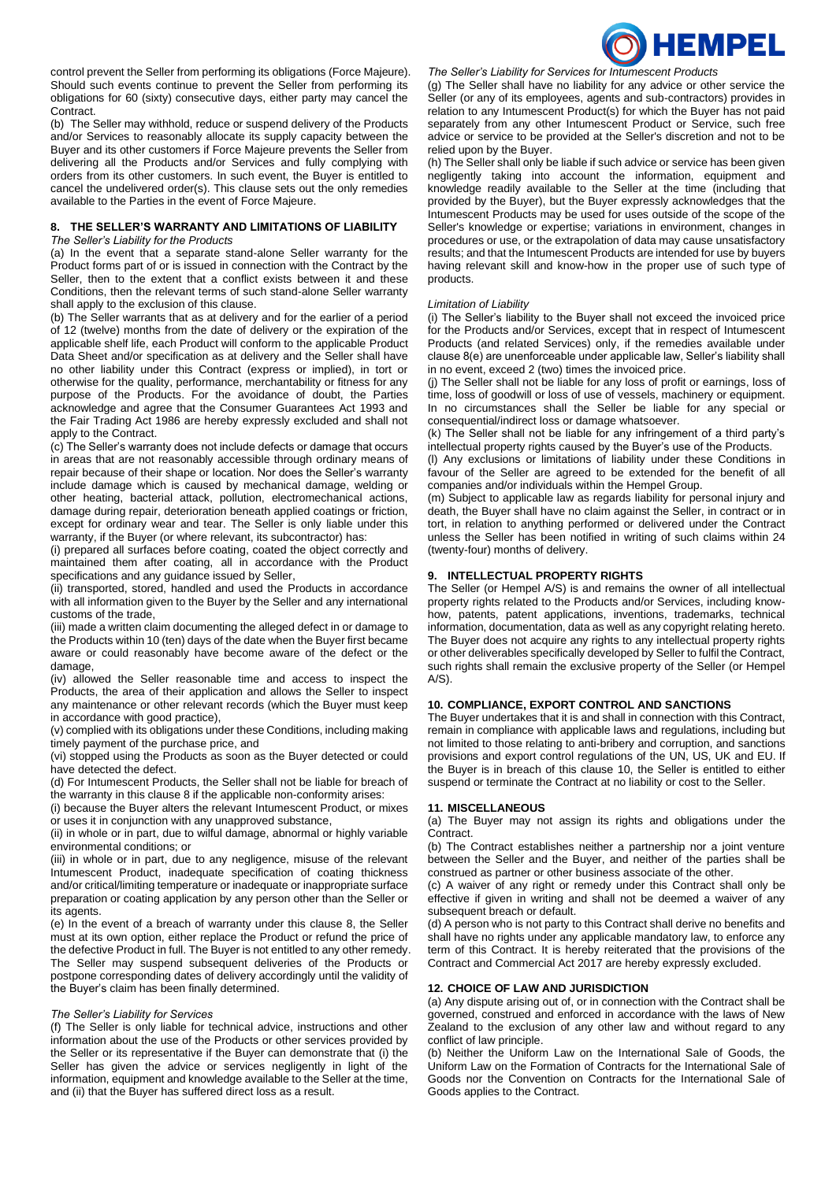control prevent the Seller from performing its obligations (Force Majeure). Should such events continue to prevent the Seller from performing its obligations for 60 (sixty) consecutive days, either party may cancel the Contract.

(b) The Seller may withhold, reduce or suspend delivery of the Products and/or Services to reasonably allocate its supply capacity between the Buyer and its other customers if Force Majeure prevents the Seller from delivering all the Products and/or Services and fully complying with orders from its other customers. In such event, the Buyer is entitled to cancel the undelivered order(s). This clause sets out the only remedies available to the Parties in the event of Force Majeure.

## 8. THE SELLER'S WARRANTY AND LIMITATIONS OF LIABILITY

*The Seller's Liability for the Products*

(a) In the event that a separate stand-alone Seller warranty for the Product forms part of or is issued in connection with the Contract by the Seller, then to the extent that a conflict exists between it and these Conditions, then the relevant terms of such stand-alone Seller warranty shall apply to the exclusion of this clause.

(b) The Seller warrants that as at delivery and for the earlier of a period of 12 (twelve) months from the date of delivery or the expiration of the applicable shelf life, each Product will conform to the applicable Product Data Sheet and/or specification as at delivery and the Seller shall have no other liability under this Contract (express or implied), in tort or otherwise for the quality, performance, merchantability or fitness for any purpose of the Products. For the avoidance of doubt, the Parties acknowledge and agree that the Consumer Guarantees Act 1993 and the Fair Trading Act 1986 are hereby expressly excluded and shall not apply to the Contract.

(c) The Seller's warranty does not include defects or damage that occurs in areas that are not reasonably accessible through ordinary means of repair because of their shape or location. Nor does the Seller's warranty include damage which is caused by mechanical damage, welding or other heating, bacterial attack, pollution, electromechanical actions, damage during repair, deterioration beneath applied coatings or friction, except for ordinary wear and tear. The Seller is only liable under this warranty, if the Buyer (or where relevant, its subcontractor) has:

(i) prepared all surfaces before coating, coated the object correctly and maintained them after coating, all in accordance with the Product specifications and any guidance issued by Seller,

(ii) transported, stored, handled and used the Products in accordance with all information given to the Buyer by the Seller and any international customs of the trade,

(iii) made a written claim documenting the alleged defect in or damage to the Products within 10 (ten) days of the date when the Buyer first became aware or could reasonably have become aware of the defect or the damage,

(iv) allowed the Seller reasonable time and access to inspect the Products, the area of their application and allows the Seller to inspect any maintenance or other relevant records (which the Buyer must keep in accordance with good practice),

(v) complied with its obligations under these Conditions, including making timely payment of the purchase price, and

(vi) stopped using the Products as soon as the Buyer detected or could have detected the defect.

(d) For Intumescent Products, the Seller shall not be liable for breach of the warranty in this clause 8 if the applicable non-conformity arises:

(i) because the Buyer alters the relevant Intumescent Product, or mixes or uses it in conjunction with any unapproved substance,

(ii) in whole or in part, due to wilful damage, abnormal or highly variable environmental conditions; or

(iii) in whole or in part, due to any negligence, misuse of the relevant Intumescent Product, inadequate specification of coating thickness and/or critical/limiting temperature or inadequate or inappropriate surface preparation or coating application by any person other than the Seller or its agents.

(e) In the event of a breach of warranty under this clause 8, the Seller must at its own option, either replace the Product or refund the price of the defective Product in full. The Buyer is not entitled to any other remedy. The Seller may suspend subsequent deliveries of the Products or postpone corresponding dates of delivery accordingly until the validity of the Buyer's claim has been finally determined.

*The Seller's Liability for Services*

(f) The Seller is only liable for technical advice, instructions and other information about the use of the Products or other services provided by the Seller or its representative if the Buyer can demonstrate that (i) the Seller has given the advice or services negligently in light of the information, equipment and knowledge available to the Seller at the time, and (ii) that the Buyer has suffered direct loss as a result.

*The Seller's Liability for Services for Intumescent Products*

(g) The Seller shall have no liability for any advice or other service the Seller (or any of its employees, agents and sub-contractors) provides in relation to any Intumescent Product(s) for which the Buyer has not paid separately from any other Intumescent Product or Service, such free advice or service to be provided at the Seller's discretion and not to be relied upon by the Buyer.

(h) The Seller shall only be liable if such advice or service has been given negligently taking into account the information, equipment and knowledge readily available to the Seller at the time (including that provided by the Buyer), but the Buyer expressly acknowledges that the Intumescent Products may be used for uses outside of the scope of the Seller's knowledge or expertise; variations in environment, changes in procedures or use, or the extrapolation of data may cause unsatisfactory results; and that the Intumescent Products are intended for use by buyers having relevant skill and know-how in the proper use of such type of products.

*Limitation of Liability*

(i) The Seller's liability to the Buyer shall not exceed the invoiced price for the Products and/or Services, except that in respect of Intumescent Products (and related Services) only, if the remedies available under clause 8(e) are unenforceable under applicable law, Seller's liability shall in no event, exceed 2 (two) times the invoiced price.

(j) The Seller shall not be liable for any loss of profit or earnings, loss of time, loss of goodwill or loss of use of vessels, machinery or equipment. In no circumstances shall the Seller be liable for any special or consequential/indirect loss or damage whatsoever.

(k) The Seller shall not be liable for any infringement of a third party's intellectual property rights caused by the Buyer's use of the Products.

(l) Any exclusions or limitations of liability under these Conditions in favour of the Seller are agreed to be extended for the benefit of all companies and/or individuals within the Hempel Group.

(m) Subject to applicable law as regards liability for personal injury and death, the Buyer shall have no claim against the Seller, in contract or in tort, in relation to anything performed or delivered under the Contract unless the Seller has been notified in writing of such claims within 24 (twenty-four) months of delivery.

## 9. INTELLECTUAL PROPERTY RIGHTS

The Seller (or Hempel A/S) is and remains the owner of all intellectual property rights related to the Products and/or Services, including know-how, patents, patent applications, inventions, trademarks, technical information, documentation, data as well as any copyright relating hereto. The Buyer does not acquire any rights to any intellectual property rights or other deliverables specifically developed by Seller to fulfil the Contract, such rights shall remain the exclusive property of the Seller (or Hempel A/S).

## 10. COMPLIANCE, EXPORT CONTROL AND SANCTIONS

The Buyer undertakes that it is and shall in connection with this Contract, remain in compliance with applicable laws and regulations, including but not limited to those relating to anti-bribery and corruption, and sanctions provisions and export control regulations of the UN, US, UK and EU. If the Buyer is in breach of this clause 10, the Seller is entitled to either suspend or terminate the Contract at no liability or cost to the Seller.

## 11. MISCELLANEOUS

(a) The Buyer may not assign its rights and obligations under the Contract.

(b) The Contract establishes neither a partnership nor a joint venture between the Seller and the Buyer, and neither of the parties shall be construed as partner or other business associate of the other.

(c) A waiver of any right or remedy under this Contract shall only be effective if given in writing and shall not be deemed a waiver of any subsequent breach or default.

(d) A person who is not party to this Contract shall derive no benefits and shall have no rights under any applicable mandatory law, to enforce any term of this Contract. It is hereby reiterated that the provisions of the Contract and Commercial Act 2017 are hereby expressly excluded.

## 12. CHOICE OF LAW AND JURISDICTION

(a) Any dispute arising out of, or in connection with the Contract shall be governed, construed and enforced in accordance with the laws of New Zealand to the exclusion of any other law and without regard to any conflict of law principle.

(b) Neither the Uniform Law on the International Sale of Goods, the Uniform Law on the Formation of Contracts for the International Sale of Goods nor the Convention on Contracts for the International Sale of Goods applies to the Contract.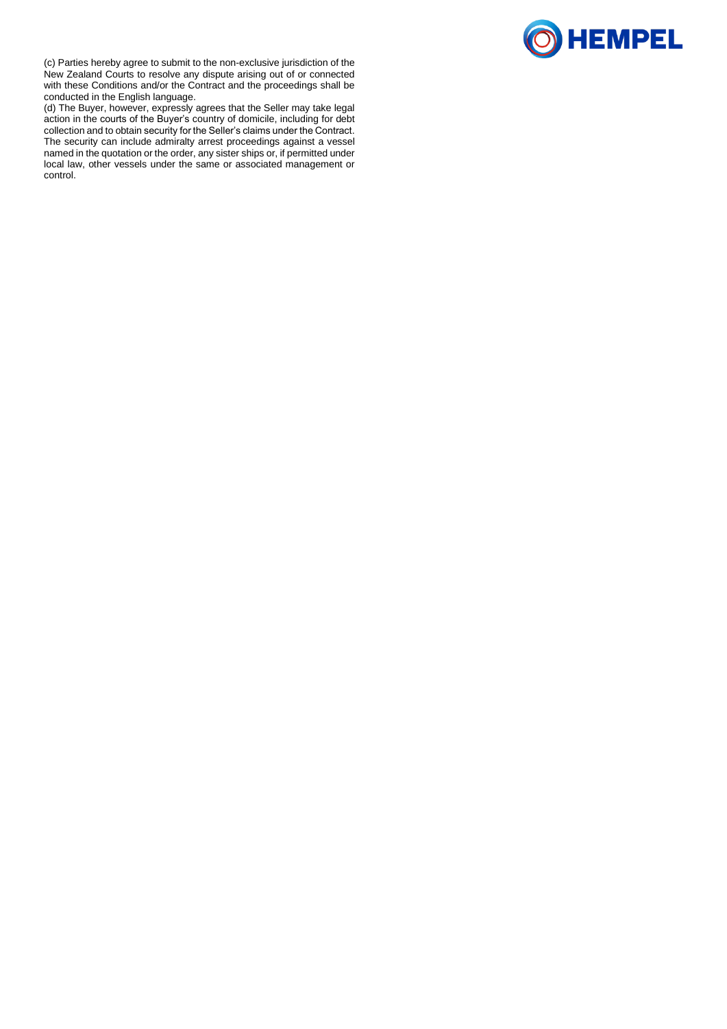(c) Parties hereby agree to submit to the non-exclusive jurisdiction of the New Zealand Courts to resolve any dispute arising out of or connected with these Conditions and/or the Contract and the proceedings shall be conducted in the English language.

(d) The Buyer, however, expressly agrees that the Seller may take legal action in the courts of the Buyer's country of domicile, including for debt collection and to obtain security for the Seller's claims under the Contract. The security can include admiralty arrest proceedings against a vessel named in the quotation or the order, any sister ships or, if permitted under local law, other vessels under the same or associated management or control.